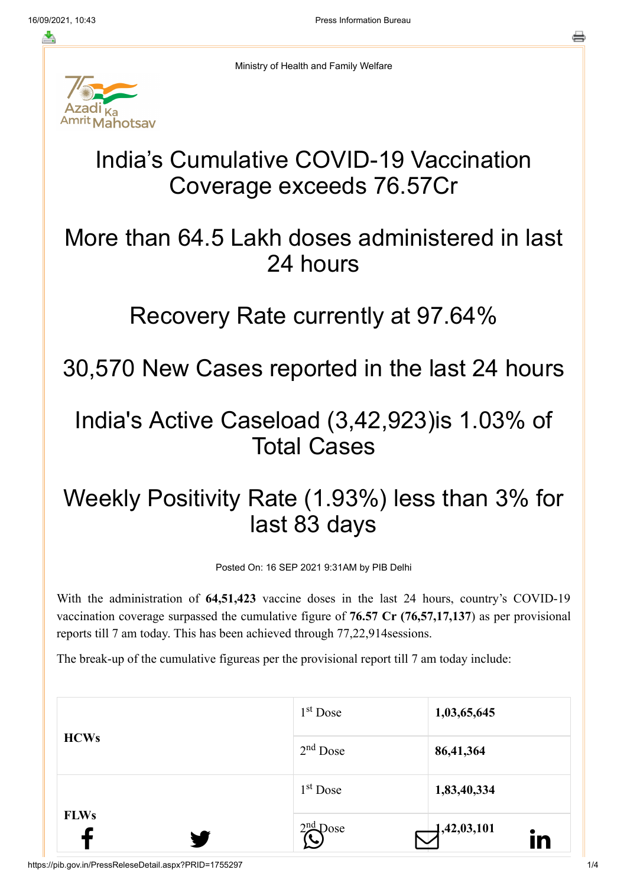Ministry of Health and Family Welfare

# India's Cumulative COVID-19 Vaccination Coverage exceeds 76.57Cr

# More than 64.5 Lakh doses administered in last 24 hours

# Recovery Rate currently at 97.64%

# 30,570 New Cases reported in the last 24 hours

# India's Active Caseload (3,42,923)is 1.03% of Total Cases

# Weekly Positivity Rate (1.93%) less than 3% for last 83 days

Posted On: 16 SEP 2021 9:31AM by PIB Delhi

With the administration of **64,51,423** vaccine doses in the last 24 hours, country's COVID-19 vaccination coverage surpassed the cumulative figure of **76.57 Cr (76,57,17,137**) as per provisional reports till 7 am today. This has been achieved through 77,22,914sessions.

The break-up of the cumulative figureas per the provisional report till 7 am today include:

| | | |
|---|---|---|
| **HCWs** | 1st Dose | **1,03,65,645** |
| | 2nd Dose | **86,41,364** |
| **FLWs** | 1st Dose | **1,83,40,334** |
| | 2nd Dose | **1,42,03,101** |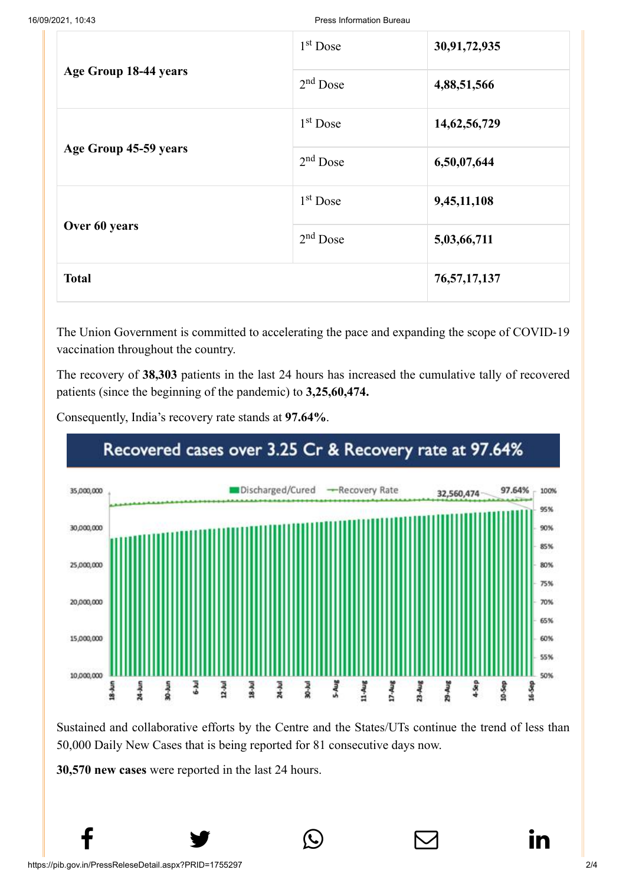| Age Group 18-44 years | 1st Dose | **30,91,72,935** |
|---|---|---|
| | 2nd Dose | **4,88,51,566** |
| Age Group 45-59 years | 1st Dose | **14,62,56,729** |
| | 2nd Dose | **6,50,07,644** |
| Over 60 years | 1st Dose | **9,45,11,108** |
| | 2nd Dose | **5,03,66,711** |
| **Total** | | **76,57,17,137** |

The Union Government is committed to accelerating the pace and expanding the scope of COVID-19 vaccination throughout the country.

The recovery of **38,303** patients in the last 24 hours has increased the cumulative tally of recovered patients (since the beginning of the pandemic) to **3,25,60,474.**

Consequently, India's recovery rate stands at **97.64%**.

Sustained and collaborative efforts by the Centre and the States/UTs continue the trend of less than 50,000 Daily New Cases that is being reported for 81 consecutive days now.

**30,570 new cases** were reported in the last 24 hours.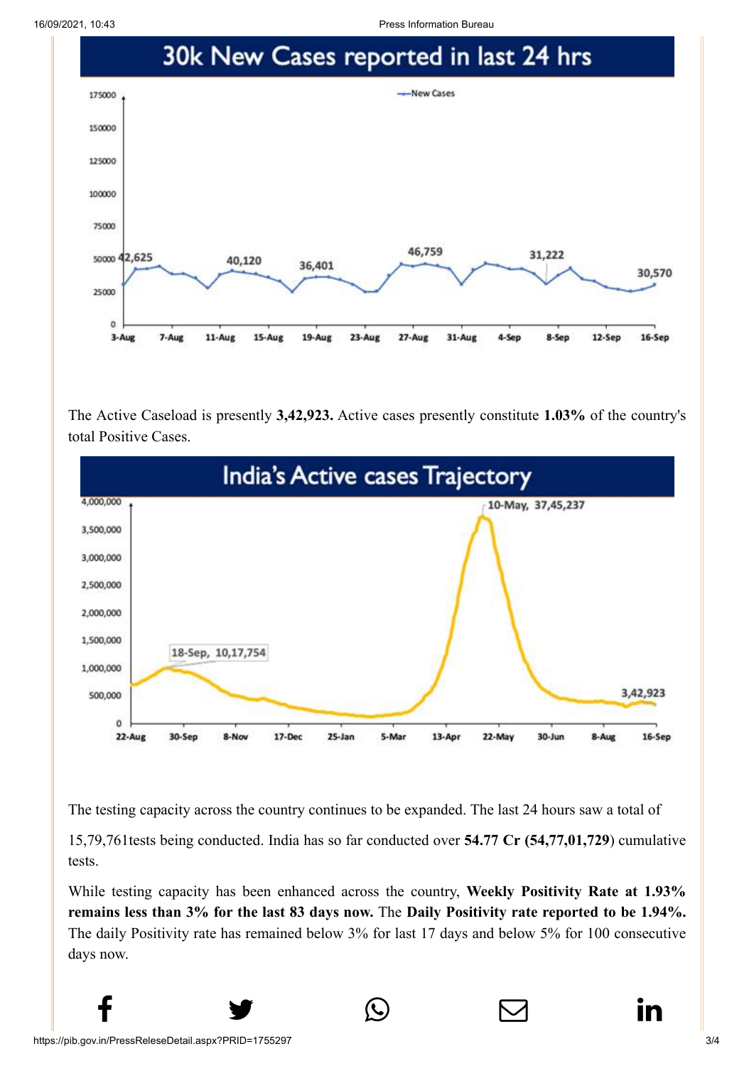## 30k New Cases reported in last 24 hrs

The Active Caseload is presently **3,42,923.** Active cases presently constitute **1.03%** of the country's total Positive Cases.

## India's Active cases Trajectory

The testing capacity across the country continues to be expanded. The last 24 hours saw a total of

15,79,761tests being conducted. India has so far conducted over **54.77 Cr (54,77,01,729**) cumulative tests.

While testing capacity has been enhanced across the country, **Weekly Positivity Rate at 1.93% remains less than 3% for the last 83 days now.** The **Daily Positivity rate reported to be 1.94%.** The daily Positivity rate has remained below 3% for last 17 days and below 5% for 100 consecutive days now.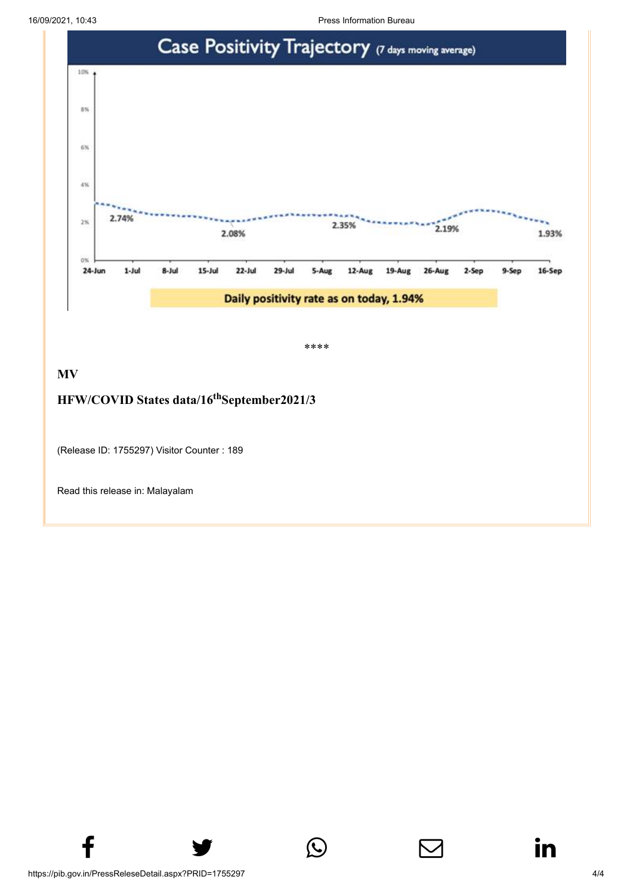Case Positivity Trajectory (7 days moving average)

10%
8%
6%
4%
2%
0%

2.74%
2.08%
2.35%
2.19%
1.93%

24-Jun 1-Jul 8-Jul 15-Jul 22-Jul 29-Jul 5-Aug 12-Aug 19-Aug 26-Aug 2-Sep 9-Sep 16-Sep

Daily positivity rate as on today, 1.94%

****

**MV**

**HFW/COVID States data/16th September2021/3**

(Release ID: 1755297) Visitor Counter : 189

Read this release in: Malayalam